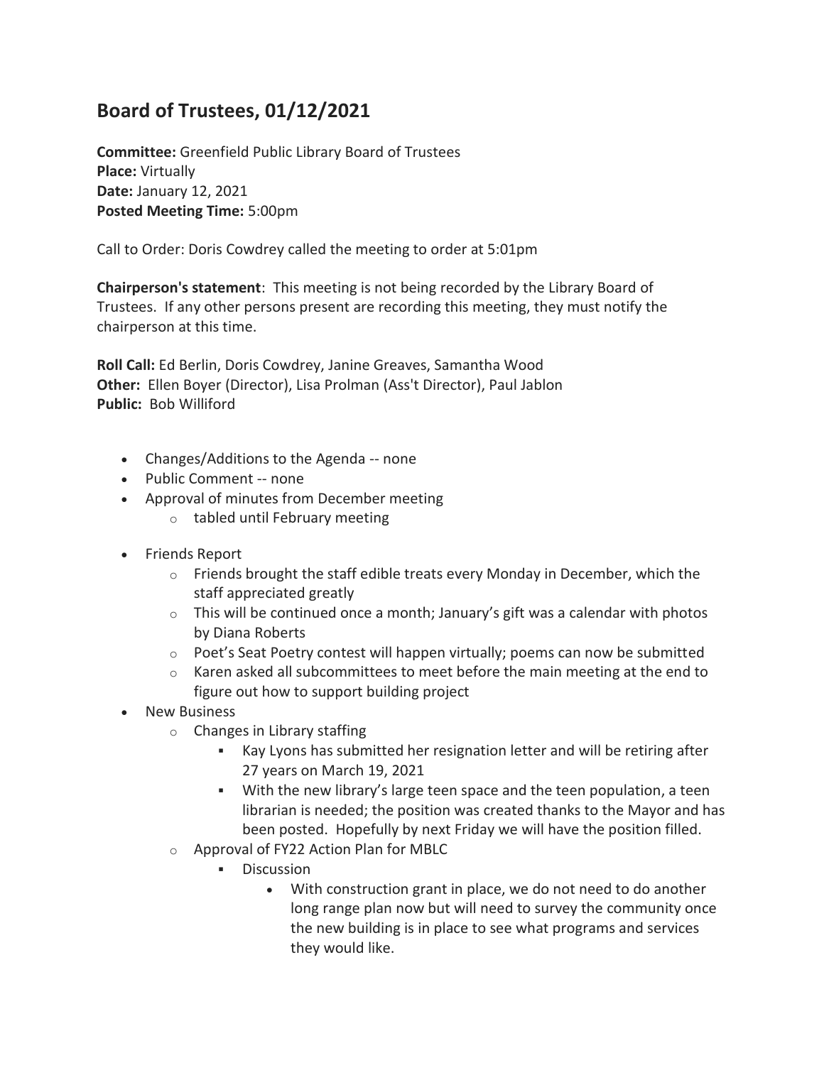# Board of Trustees, 01/12/2021

**Committee:** Greenfield Public Library Board of Trustees
**Place:** Virtually
**Date:** January 12, 2021
**Posted Meeting Time:** 5:00pm

Call to Order: Doris Cowdrey called the meeting to order at 5:01pm

**Chairperson's statement**: This meeting is not being recorded by the Library Board of Trustees. If any other persons present are recording this meeting, they must notify the chairperson at this time.

**Roll Call:** Ed Berlin, Doris Cowdrey, Janine Greaves, Samantha Wood
**Other:** Ellen Boyer (Director), Lisa Prolman (Ass't Director), Paul Jablon
**Public:** Bob Williford

- Changes/Additions to the Agenda -- none
- Public Comment -- none
- Approval of minutes from December meeting
  - tabled until February meeting
- Friends Report
  - Friends brought the staff edible treats every Monday in December, which the staff appreciated greatly
  - This will be continued once a month; January's gift was a calendar with photos by Diana Roberts
  - Poet's Seat Poetry contest will happen virtually; poems can now be submitted
  - Karen asked all subcommittees to meet before the main meeting at the end to figure out how to support building project
- New Business
  - Changes in Library staffing
    - Kay Lyons has submitted her resignation letter and will be retiring after 27 years on March 19, 2021
    - With the new library's large teen space and the teen population, a teen librarian is needed; the position was created thanks to the Mayor and has been posted. Hopefully by next Friday we will have the position filled.
  - Approval of FY22 Action Plan for MBLC
    - Discussion
      - With construction grant in place, we do not need to do another long range plan now but will need to survey the community once the new building is in place to see what programs and services they would like.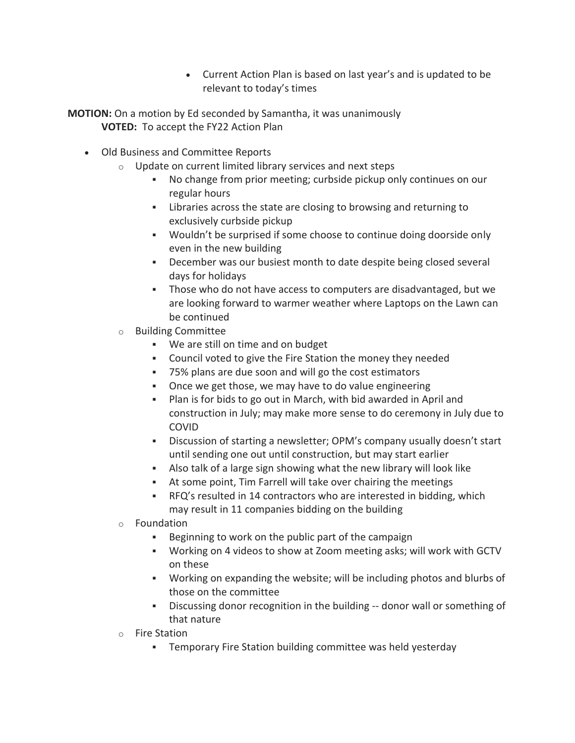- Current Action Plan is based on last year's and is updated to be relevant to today's times

**MOTION:** On a motion by Ed seconded by Samantha, it was unanimously
**VOTED:** To accept the FY22 Action Plan

- Old Business and Committee Reports
    - Update on current limited library services and next steps
        - No change from prior meeting; curbside pickup only continues on our regular hours
        - Libraries across the state are closing to browsing and returning to exclusively curbside pickup
        - Wouldn't be surprised if some choose to continue doing doorside only even in the new building
        - December was our busiest month to date despite being closed several days for holidays
        - Those who do not have access to computers are disadvantaged, but we are looking forward to warmer weather where Laptops on the Lawn can be continued
    - Building Committee
        - We are still on time and on budget
        - Council voted to give the Fire Station the money they needed
        - 75% plans are due soon and will go the cost estimators
        - Once we get those, we may have to do value engineering
        - Plan is for bids to go out in March, with bid awarded in April and construction in July; may make more sense to do ceremony in July due to COVID
        - Discussion of starting a newsletter; OPM's company usually doesn't start until sending one out until construction, but may start earlier
        - Also talk of a large sign showing what the new library will look like
        - At some point, Tim Farrell will take over chairing the meetings
        - RFQ's resulted in 14 contractors who are interested in bidding, which may result in 11 companies bidding on the building
    - Foundation
        - Beginning to work on the public part of the campaign
        - Working on 4 videos to show at Zoom meeting asks; will work with GCTV on these
        - Working on expanding the website; will be including photos and blurbs of those on the committee
        - Discussing donor recognition in the building -- donor wall or something of that nature
    - Fire Station
        - Temporary Fire Station building committee was held yesterday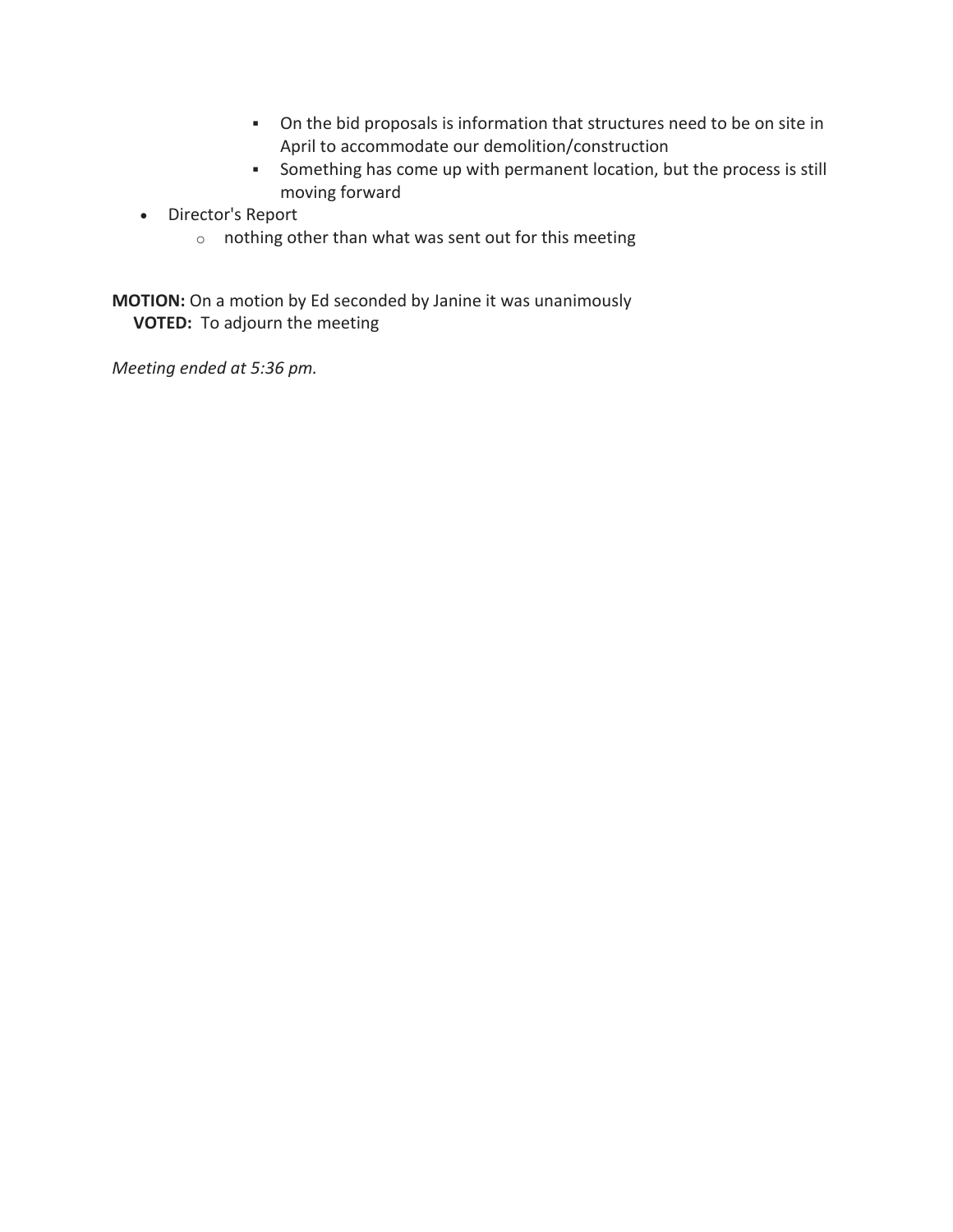- On the bid proposals is information that structures need to be on site in April to accommodate our demolition/construction
        - Something has come up with permanent location, but the process is still moving forward
- Director's Report
    - nothing other than what was sent out for this meeting

**MOTION:** On a motion by Ed seconded by Janine it was unanimously
**VOTED:** To adjourn the meeting

*Meeting ended at 5:36 pm.*